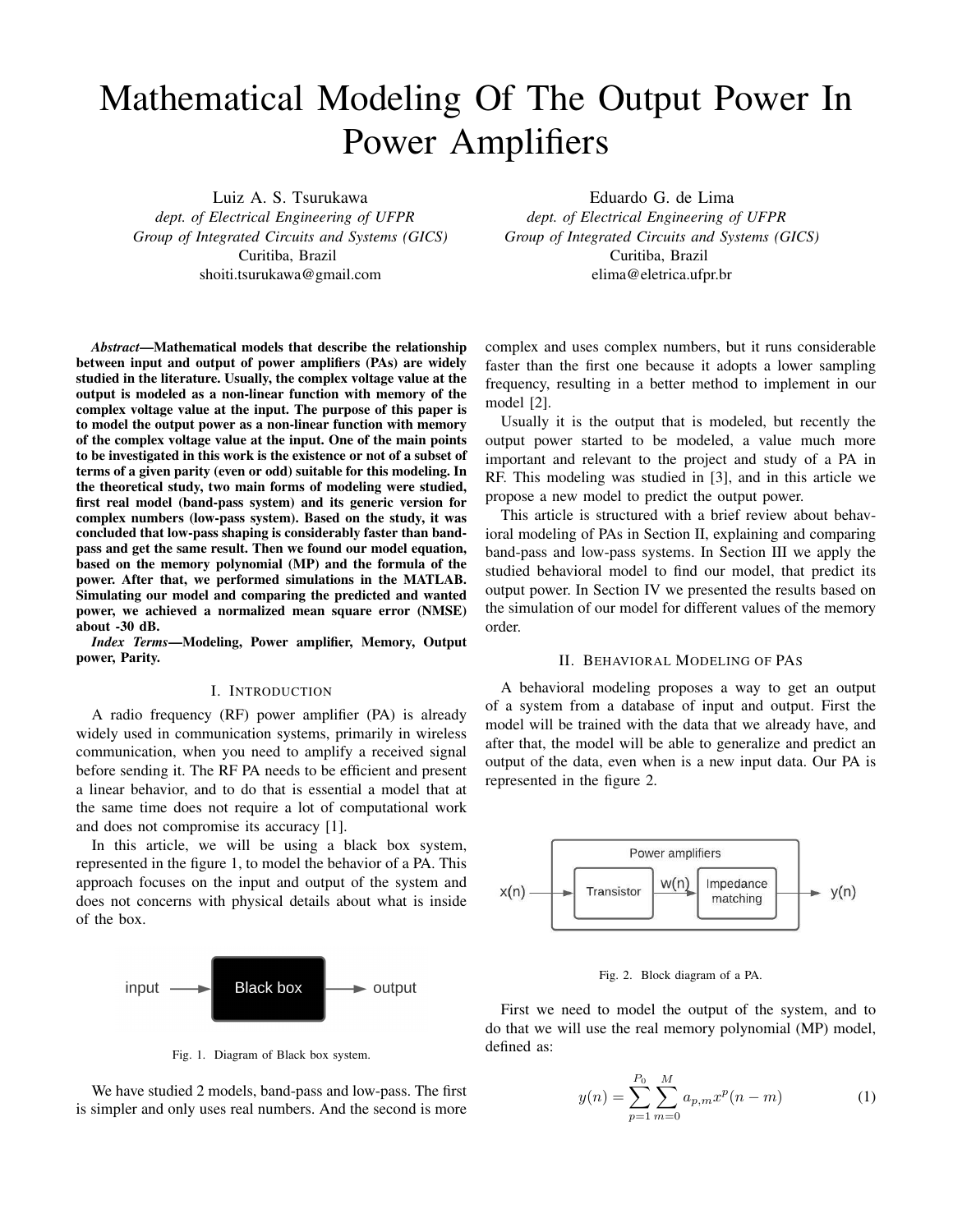# Mathematical Modeling Of The Output Power In Power Amplifiers

Luiz A. S. Tsurukawa
*dept. of Electrical Engineering of UFPR*
*Group of Integrated Circuits and Systems (GICS)*
Curitiba, Brazil
shoiti.tsurukawa@gmail.com

Eduardo G. de Lima
*dept. of Electrical Engineering of UFPR*
*Group of Integrated Circuits and Systems (GICS)*
Curitiba, Brazil
elima@eletrica.ufpr.br

***Abstract*—Mathematical models that describe the relationship between input and output of power amplifiers (PAs) are widely studied in the literature. Usually, the complex voltage value at the output is modeled as a non-linear function with memory of the complex voltage value at the input. The purpose of this paper is to model the output power as a non-linear function with memory of the complex voltage value at the input. One of the main points to be investigated in this work is the existence or not of a subset of terms of a given parity (even or odd) suitable for this modeling. In the theoretical study, two main forms of modeling were studied, first real model (band-pass system) and its generic version for complex numbers (low-pass system). Based on the study, it was concluded that low-pass shaping is considerably faster than band-pass and get the same result. Then we found our model equation, based on the memory polynomial (MP) and the formula of the power. After that, we performed simulations in the MATLAB. Simulating our model and comparing the predicted and wanted power, we achieved a normalized mean square error (NMSE) about -30 dB.**

***Index Terms*—Modeling, Power amplifier, Memory, Output power, Parity.**

## I. Introduction

A radio frequency (RF) power amplifier (PA) is already widely used in communication systems, primarily in wireless communication, when you need to amplify a received signal before sending it. The RF PA needs to be efficient and present a linear behavior, and to do that is essential a model that at the same time does not require a lot of computational work and does not compromise its accuracy [1].

In this article, we will be using a black box system, represented in the figure 1, to model the behavior of a PA. This approach focuses on the input and output of the system and does not concerns with physical details about what is inside of the box.

Fig. 1. Diagram of Black box system.

We have studied 2 models, band-pass and low-pass. The first is simpler and only uses real numbers. And the second is more complex and uses complex numbers, but it runs considerable faster than the first one because it adopts a lower sampling frequency, resulting in a better method to implement in our model [2].

Usually it is the output that is modeled, but recently the output power started to be modeled, a value much more important and relevant to the project and study of a PA in RF. This modeling was studied in [3], and in this article we propose a new model to predict the output power.

This article is structured with a brief review about behavioral modeling of PAs in Section II, explaining and comparing band-pass and low-pass systems. In Section III we apply the studied behavioral model to find our model, that predict its output power. In Section IV we presented the results based on the simulation of our model for different values of the memory order.

## II. Behavioral Modeling of PAs

A behavioral modeling proposes a way to get an output of a system from a database of input and output. First the model will be trained with the data that we already have, and after that, the model will be able to generalize and predict an output of the data, even when is a new input data. Our PA is represented in the figure 2.

Fig. 2. Block diagram of a PA.

First we need to model the output of the system, and to do that we will use the real memory polynomial (MP) model, defined as:

$$y(n) = \sum_{p=1}^{P_0} \sum_{m=0}^{M} a_{p,m} x^p(n-m) \tag{1}$$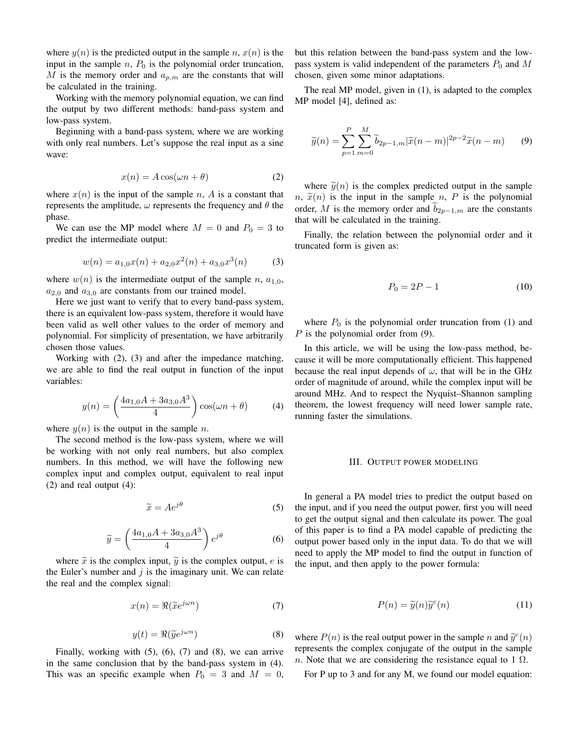where $y(n)$ is the predicted output in the sample $n$, $x(n)$ is the input in the sample $n$, $P_0$ is the polynomial order truncation, $M$ is the memory order and $a_{p,m}$ are the constants that will be calculated in the training.

Working with the memory polynomial equation, we can find the output by two different methods: band-pass system and low-pass system.

Beginning with a band-pass system, where we are working with only real numbers. Let's suppose the real input as a sine wave:

$$x(n) = A\cos(\omega n + \theta) \tag{2}$$

where $x(n)$ is the input of the sample $n$, $A$ is a constant that represents the amplitude, $\omega$ represents the frequency and $\theta$ the phase.

We can use the MP model where $M = 0$ and $P_0 = 3$ to predict the intermediate output:

$$w(n) = a_{1,0}x(n) + a_{2,0}x^2(n) + a_{3,0}x^3(n) \tag{3}$$

where $w(n)$ is the intermediate output of the sample $n$, $a_{1,0}$, $a_{2,0}$ and $a_{3,0}$ are constants from our trained model.

Here we just want to verify that to every band-pass system, there is an equivalent low-pass system, therefore it would have been valid as well other values to the order of memory and polynomial. For simplicity of presentation, we have arbitrarily chosen those values.

Working with (2), (3) and after the impedance matching, we are able to find the real output in function of the input variables:

$$y(n) = \left(\frac{4a_{1,0}A + 3a_{3,0}A^3}{4}\right)\cos(\omega n + \theta) \tag{4}$$

where $y(n)$ is the output in the sample $n$.

The second method is the low-pass system, where we will be working with not only real numbers, but also complex numbers. In this method, we will have the following new complex input and complex output, equivalent to real input (2) and real output (4):

$$\widetilde{x} = Ae^{j\theta} \tag{5}$$

$$\widetilde{y} = \left(\frac{4a_{1,0}A + 3a_{3,0}A^3}{4}\right)e^{j\theta} \tag{6}$$

where $\widetilde{x}$ is the complex input, $\widetilde{y}$ is the complex output, $e$ is the Euler's number and $j$ is the imaginary unit. We can relate the real and the complex signal:

$$x(n) = \Re(\widetilde{x}e^{j\omega n}) \tag{7}$$

$$y(t) = \Re(\widetilde{y}e^{j\omega n}) \tag{8}$$

Finally, working with (5), (6), (7) and (8), we can arrive in the same conclusion that by the band-pass system in (4). This was an specific example when $P_0 = 3$ and $M = 0$, but this relation between the band-pass system and the low-pass system is valid independent of the parameters $P_0$ and $M$ chosen, given some minor adaptations.

The real MP model, given in (1), is adapted to the complex MP model [4], defined as:

$$\widetilde{y}(n) = \sum_{p=1}^{P}\sum_{m=0}^{M}\widetilde{b}_{2p-1,m}|\widetilde{x}(n-m)|^{2p-2}\widetilde{x}(n-m) \tag{9}$$

where $\widetilde{y}(n)$ is the complex predicted output in the sample $n$, $\widetilde{x}(n)$ is the input in the sample $n$, $P$ is the polynomial order, $M$ is the memory order and $\widetilde{b}_{2p-1,m}$ are the constants that will be calculated in the training.

Finally, the relation between the polynomial order and it truncated form is given as:

$$P_0 = 2P - 1 \tag{10}$$

where $P_0$ is the polynomial order truncation from (1) and $P$ is the polynomial order from (9).

In this article, we will be using the low-pass method, because it will be more computationally efficient. This happened because the real input depends of $\omega$, that will be in the GHz order of magnitude of around, while the complex input will be around MHz. And to respect the Nyquist–Shannon sampling theorem, the lowest frequency will need lower sample rate, running faster the simulations.

## III. Output power modeling

In general a PA model tries to predict the output based on the input, and if you need the output power, first you will need to get the output signal and then calculate its power. The goal of this paper is to find a PA model capable of predicting the output power based only in the input data. To do that we will need to apply the MP model to find the output in function of the input, and then apply to the power formula:

$$P(n) = \widetilde{y}(n)\widetilde{y}^c(n) \tag{11}$$

where $P(n)$ is the real output power in the sample $n$ and $\widetilde{y}^c(n)$ represents the complex conjugate of the output in the sample $n$. Note that we are considering the resistance equal to 1 Ω.

For P up to 3 and for any M, we found our model equation: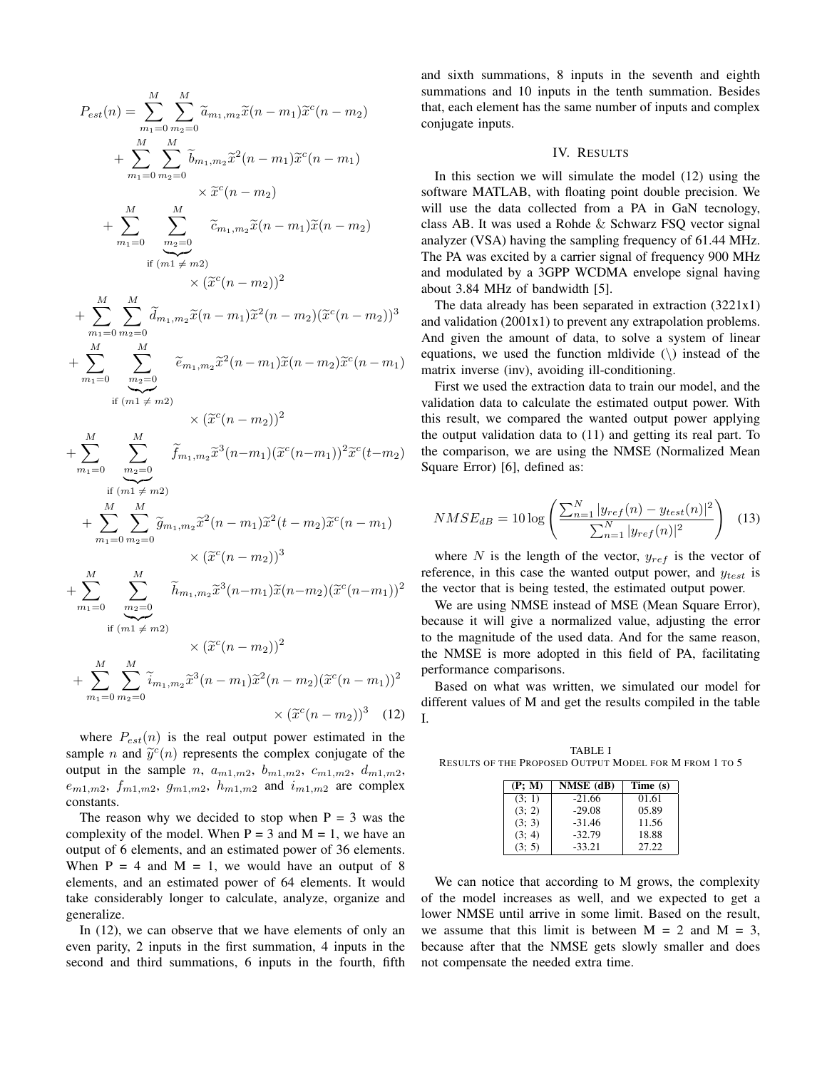$$
\begin{aligned}
P_{est}(n) = & \sum_{m_1=0}^{M}\sum_{m_2=0}^{M} \widetilde{a}_{m_1,m_2}\widetilde{x}(n-m_1)\widetilde{x}^c(n-m_2) \\
& + \sum_{m_1=0}^{M}\sum_{m_2=0}^{M} \widetilde{b}_{m_1,m_2}\widetilde{x}^2(n-m_1)\widetilde{x}^c(n-m_1) \\
& \qquad \times \widetilde{x}^c(n-m_2) \\
& + \sum_{m_1=0}^{M}\underbrace{\sum_{m_2=0}^{M}}_{\text{if } (m1 \neq m2)} \widetilde{c}_{m_1,m_2}\widetilde{x}(n-m_1)\widetilde{x}(n-m_2) \\
& \qquad \times (\widetilde{x}^c(n-m_2))^2 \\
& + \sum_{m_1=0}^{M}\sum_{m_2=0}^{M} \widetilde{d}_{m_1,m_2}\widetilde{x}(n-m_1)\widetilde{x}^2(n-m_2)(\widetilde{x}^c(n-m_2))^3 \\
& + \sum_{m_1=0}^{M}\underbrace{\sum_{m_2=0}^{M}}_{\text{if } (m1 \neq m2)} \widetilde{e}_{m_1,m_2}\widetilde{x}^2(n-m_1)\widetilde{x}(n-m_2)\widetilde{x}^c(n-m_1) \\
& \qquad \times (\widetilde{x}^c(n-m_2))^2 \\
& + \sum_{m_1=0}^{M}\underbrace{\sum_{m_2=0}^{M}}_{\text{if } (m1 \neq m2)} \widetilde{f}_{m_1,m_2}\widetilde{x}^3(n-m_1)(\widetilde{x}^c(n-m_1))^2\widetilde{x}^c(t-m_2) \\
& + \sum_{m_1=0}^{M}\sum_{m_2=0}^{M} \widetilde{g}_{m_1,m_2}\widetilde{x}^2(n-m_1)\widetilde{x}^2(t-m_2)\widetilde{x}^c(n-m_1) \\
& \qquad \times (\widetilde{x}^c(n-m_2))^3 \\
& + \sum_{m_1=0}^{M}\underbrace{\sum_{m_2=0}^{M}}_{\text{if } (m1 \neq m2)} \widetilde{h}_{m_1,m_2}\widetilde{x}^3(n-m_1)\widetilde{x}(n-m_2)(\widetilde{x}^c(n-m_1))^2 \\
& \qquad \times (\widetilde{x}^c(n-m_2))^2 \\
& + \sum_{m_1=0}^{M}\sum_{m_2=0}^{M} \widetilde{i}_{m_1,m_2}\widetilde{x}^3(n-m_1)\widetilde{x}^2(n-m_2)(\widetilde{x}^c(n-m_1))^2 \\
& \qquad \times (\widetilde{x}^c(n-m_2))^3 \quad (12)
\end{aligned}
$$

where $P_{est}(n)$ is the real output power estimated in the sample $n$ and $\widetilde{y}^c(n)$ represents the complex conjugate of the output in the sample $n$, $a_{m1,m2}$, $b_{m1,m2}$, $c_{m1,m2}$, $d_{m1,m2}$, $e_{m1,m2}$, $f_{m1,m2}$, $g_{m1,m2}$, $h_{m1,m2}$ and $i_{m1,m2}$ are complex constants.

The reason why we decided to stop when P = 3 was the complexity of the model. When P = 3 and M = 1, we have an output of 6 elements, and an estimated power of 36 elements. When P = 4 and M = 1, we would have an output of 8 elements, and an estimated power of 64 elements. It would take considerably longer to calculate, analyze, organize and generalize.

In (12), we can observe that we have elements of only an even parity, 2 inputs in the first summation, 4 inputs in the second and third summations, 6 inputs in the fourth, fifth and sixth summations, 8 inputs in the seventh and eighth summations and 10 inputs in the tenth summation. Besides that, each element has the same number of inputs and complex conjugate inputs.

## IV. Results

In this section we will simulate the model (12) using the software MATLAB, with floating point double precision. We will use the data collected from a PA in GaN tecnology, class AB. It was used a Rohde & Schwarz FSQ vector signal analyzer (VSA) having the sampling frequency of 61.44 MHz. The PA was excited by a carrier signal of frequency 900 MHz and modulated by a 3GPP WCDMA envelope signal having about 3.84 MHz of bandwidth [5].

The data already has been separated in extraction (3221x1) and validation (2001x1) to prevent any extrapolation problems. And given the amount of data, to solve a system of linear equations, we used the function mldivide (\) instead of the matrix inverse (inv), avoiding ill-conditioning.

First we used the extraction data to train our model, and the validation data to calculate the estimated output power. With this result, we compared the wanted output power applying the output validation data to (11) and getting its real part. To the comparison, we are using the NMSE (Normalized Mean Square Error) [6], defined as:

$$
NMSE_{dB} = 10\log\left(\frac{\sum_{n=1}^{N}|y_{ref}(n) - y_{test}(n)|^2}{\sum_{n=1}^{N}|y_{ref}(n)|^2}\right) \quad (13)
$$

where $N$ is the length of the vector, $y_{ref}$ is the vector of reference, in this case the wanted output power, and $y_{test}$ is the vector that is being tested, the estimated output power.

We are using NMSE instead of MSE (Mean Square Error), because it will give a normalized value, adjusting the error to the magnitude of the used data. And for the same reason, the NMSE is more adopted in this field of PA, facilitating performance comparisons.

Based on what was written, we simulated our model for different values of M and get the results compiled in the table I.

TABLE I
Results of the Proposed Output Model for M from 1 to 5

| (P; M) | NMSE (dB) | Time (s) |
|---|---|---|
| (3; 1) | -21.66 | 01.61 |
| (3; 2) | -29.08 | 05.89 |
| (3; 3) | -31.46 | 11.56 |
| (3; 4) | -32.79 | 18.88 |
| (3; 5) | -33.21 | 27.22 |

We can notice that according to M grows, the complexity of the model increases as well, and we expected to get a lower NMSE until arrive in some limit. Based on the result, we assume that this limit is between M = 2 and M = 3, because after that the NMSE gets slowly smaller and does not compensate the needed extra time.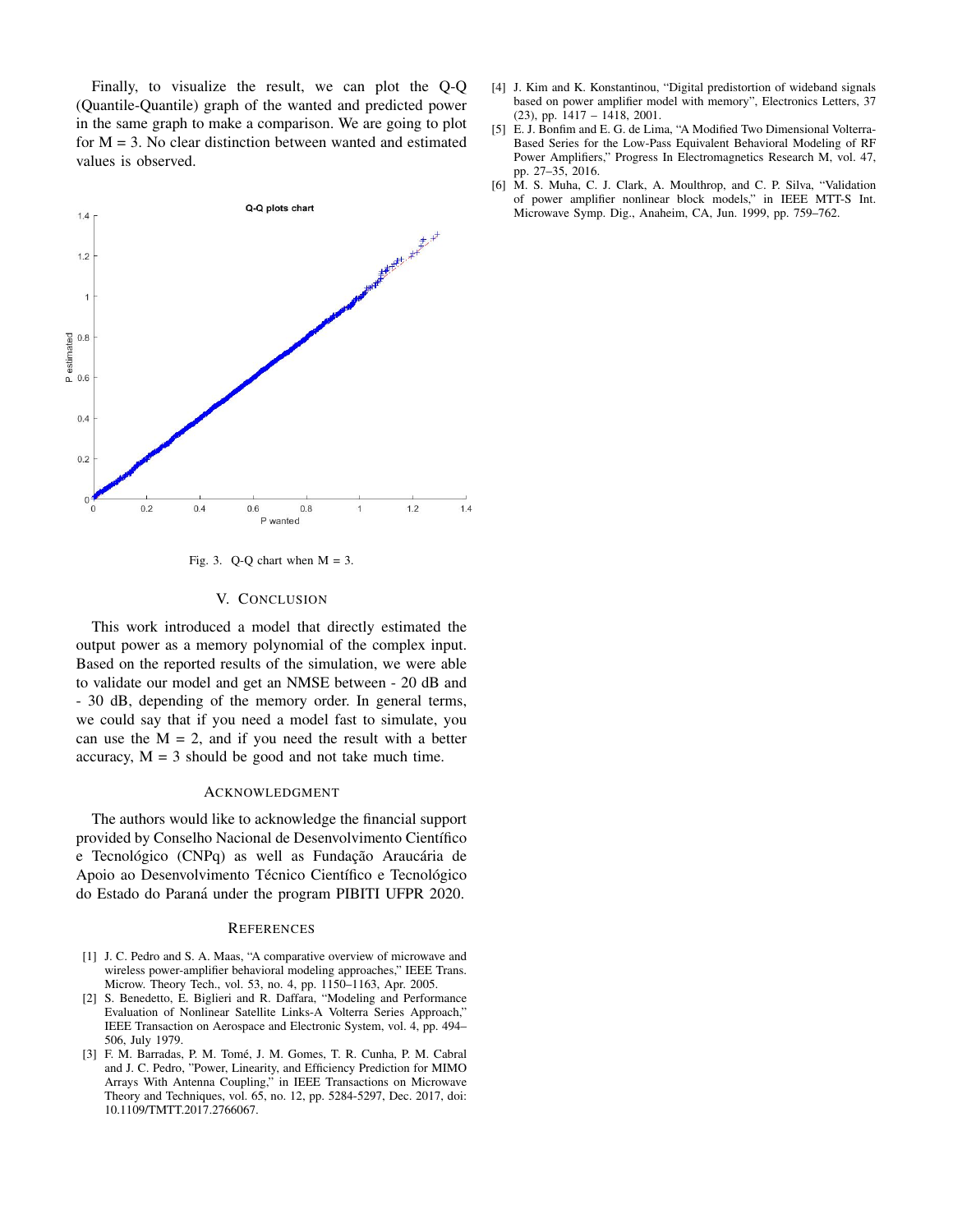Finally, to visualize the result, we can plot the Q-Q (Quantile-Quantile) graph of the wanted and predicted power in the same graph to make a comparison. We are going to plot for M = 3. No clear distinction between wanted and estimated values is observed.

Q-Q plots chart

P estimated

P wanted

0
0.2
0.4
0.6
0.8
1
1.2
1.4

Fig. 3. Q-Q chart when M = 3.

## V. Conclusion

This work introduced a model that directly estimated the output power as a memory polynomial of the complex input. Based on the reported results of the simulation, we were able to validate our model and get an NMSE between - 20 dB and - 30 dB, depending of the memory order. In general terms, we could say that if you need a model fast to simulate, you can use the M = 2, and if you need the result with a better accuracy, M = 3 should be good and not take much time.

## Acknowledgment

The authors would like to acknowledge the financial support provided by Conselho Nacional de Desenvolvimento Científico e Tecnológico (CNPq) as well as Fundação Araucária de Apoio ao Desenvolvimento Técnico Científico e Tecnológico do Estado do Paraná under the program PIBITI UFPR 2020.

## References

[1] J. C. Pedro and S. A. Maas, "A comparative overview of microwave and wireless power-amplifier behavioral modeling approaches," IEEE Trans. Microw. Theory Tech., vol. 53, no. 4, pp. 1150–1163, Apr. 2005.

[2] S. Benedetto, E. Biglieri and R. Daffara, "Modeling and Performance Evaluation of Nonlinear Satellite Links-A Volterra Series Approach," IEEE Transaction on Aerospace and Electronic System, vol. 4, pp. 494–506, July 1979.

[3] F. M. Barradas, P. M. Tomé, J. M. Gomes, T. R. Cunha, P. M. Cabral and J. C. Pedro, "Power, Linearity, and Efficiency Prediction for MIMO Arrays With Antenna Coupling," in IEEE Transactions on Microwave Theory and Techniques, vol. 65, no. 12, pp. 5284-5297, Dec. 2017, doi: 10.1109/TMTT.2017.2766067.

[4] J. Kim and K. Konstantinou, "Digital predistortion of wideband signals based on power amplifier model with memory", Electronics Letters, 37 (23), pp. 1417 – 1418, 2001.

[5] E. J. Bonfim and E. G. de Lima, "A Modified Two Dimensional Volterra-Based Series for the Low-Pass Equivalent Behavioral Modeling of RF Power Amplifiers," Progress In Electromagnetics Research M, vol. 47, pp. 27–35, 2016.

[6] M. S. Muha, C. J. Clark, A. Moulthrop, and C. P. Silva, "Validation of power amplifier nonlinear block models," in IEEE MTT-S Int. Microwave Symp. Dig., Anaheim, CA, Jun. 1999, pp. 759–762.